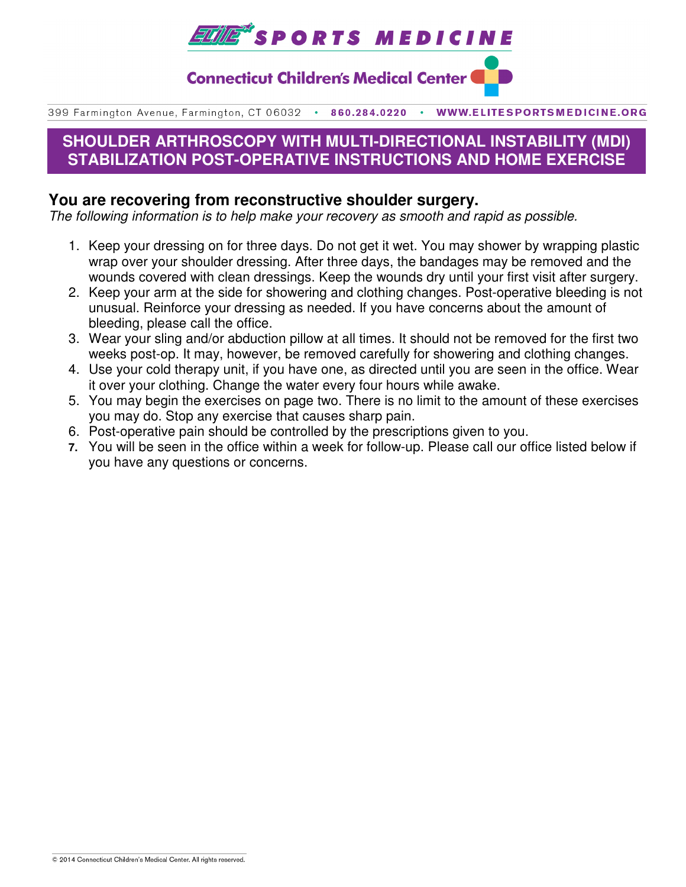# ELITE SPORTS MEDICINE

**Connecticut Children's Medical Center**

399 Farmington Avenue, Farmington, CT 06032 • 860.284.0220 • WWW.ELITESPORTSMEDICINE.ORG

## SHOULDER ARTHROSCOPY WITH MULTI-DIRECTIONAL INSTABILITY (MDI) STABILIZATION POST-OPERATIVE INSTRUCTIONS AND HOME EXERCISE

### You are recovering from reconstructive shoulder surgery.

*The following information is to help make your recovery as smooth and rapid as possible.*

1. Keep your dressing on for three days. Do not get it wet. You may shower by wrapping plastic wrap over your shoulder dressing. After three days, the bandages may be removed and the wounds covered with clean dressings. Keep the wounds dry until your first visit after surgery.
2. Keep your arm at the side for showering and clothing changes. Post-operative bleeding is not unusual. Reinforce your dressing as needed. If you have concerns about the amount of bleeding, please call the office.
3. Wear your sling and/or abduction pillow at all times. It should not be removed for the first two weeks post-op. It may, however, be removed carefully for showering and clothing changes.
4. Use your cold therapy unit, if you have one, as directed until you are seen in the office. Wear it over your clothing. Change the water every four hours while awake.
5. You may begin the exercises on page two. There is no limit to the amount of these exercises you may do. Stop any exercise that causes sharp pain.
6. Post-operative pain should be controlled by the prescriptions given to you.
7. You will be seen in the office within a week for follow-up. Please call our office listed below if you have any questions or concerns.

© 2014 Connecticut Children's Medical Center. All rights reserved.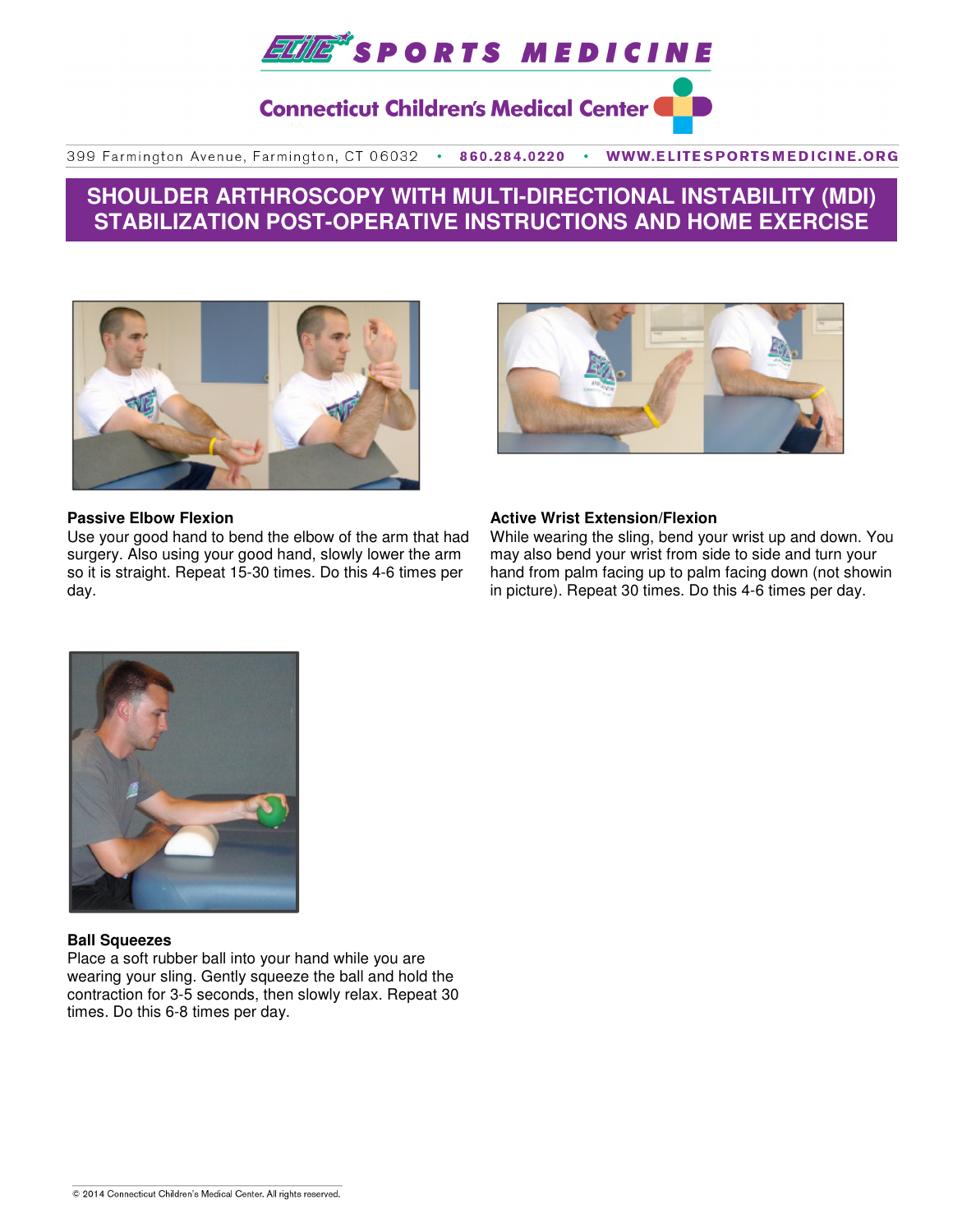# SHOULDER ARTHROSCOPY WITH MULTI-DIRECTIONAL INSTABILITY (MDI) STABILIZATION POST-OPERATIVE INSTRUCTIONS AND HOME EXERCISE

**Passive Elbow Flexion**
Use your good hand to bend the elbow of the arm that had surgery. Also using your good hand, slowly lower the arm so it is straight. Repeat 15-30 times. Do this 4-6 times per day.

**Active Wrist Extension/Flexion**
While wearing the sling, bend your wrist up and down. You may also bend your wrist from side to side and turn your hand from palm facing up to palm facing down (not showin in picture). Repeat 30 times. Do this 4-6 times per day.

**Ball Squeezes**
Place a soft rubber ball into your hand while you are wearing your sling. Gently squeeze the ball and hold the contraction for 3-5 seconds, then slowly relax. Repeat 30 times. Do this 6-8 times per day.

© 2014 Connecticut Children's Medical Center. All rights reserved.